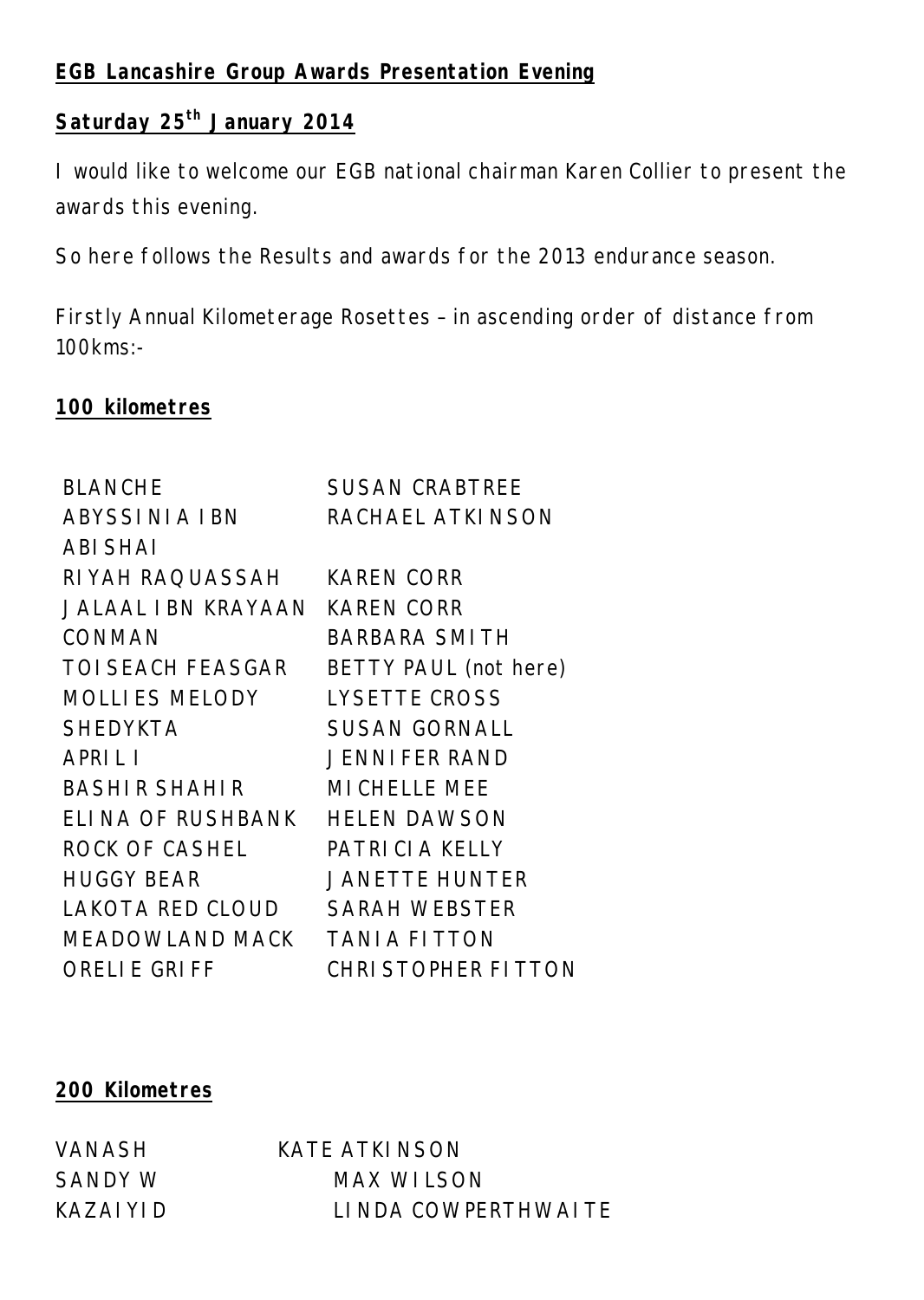**EGB Lancashire Group Awards Presentation Evening**

**Saturday 25th January 2014**

I would like to welcome our EGB national chairman Karen Collier to present the awards this evening.

So here follows the Results and awards for the 2013 endurance season.

Firstly Annual Kilometerage Rosettes – in ascending order of distance from 100kms:-

**100 kilometres**

| | |
|---|---|
| BLANCHE | SUSAN CRABTREE |
| ABYSSINIA IBN ABISHAI | RACHAEL ATKINSON |
| RIYAH RAQUASSAH | KAREN CORR |
| JALAAL IBN KRAYAAN | KAREN CORR |
| CONMAN | BARBARA SMITH |
| TOISEACH FEASGAR | BETTY PAUL (not here) |
| MOLLIES MELODY | LYSETTE CROSS |
| SHEDYKTA | SUSAN GORNALL |
| APRIL I | JENNIFER RAND |
| BASHIR SHAHIR | MICHELLE MEE |
| ELINA OF RUSHBANK | HELEN DAWSON |
| ROCK OF CASHEL | PATRICIA KELLY |
| HUGGY BEAR | JANETTE HUNTER |
| LAKOTA RED CLOUD | SARAH WEBSTER |
| MEADOWLAND MACK | TANIA FITTON |
| ORELIE GRIFF | CHRISTOPHER FITTON |

**200 Kilometres**

| | |
|---|---|
| VANASH | KATE ATKINSON |
| SANDY W | MAX WILSON |
| KAZAIYID | LINDA COWPERTHWAITE |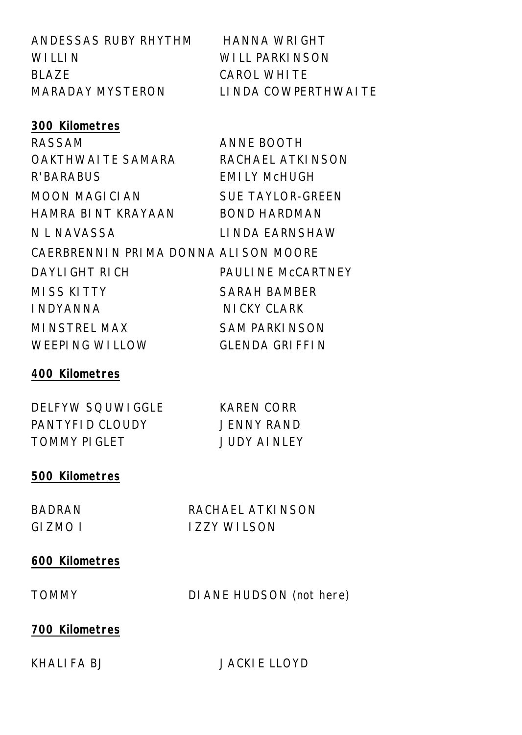| | |
|---|---|
| ANDESSAS RUBY RHYTHM | HANNA WRIGHT |
| WILLIN | WILL PARKINSON |
| BLAZE | CAROL WHITE |
| MARADAY MYSTERON | LINDA COWPERTHWAITE |

**300 Kilometres**

| | |
|---|---|
| RASSAM | ANNE BOOTH |
| OAKTHWAITE SAMARA | RACHAEL ATKINSON |
| R'BARABUS | EMILY McHUGH |
| MOON MAGICIAN | SUE TAYLOR-GREEN |
| HAMRA BINT KRAYAAN | BOND HARDMAN |
| N L NAVASSA | LINDA EARNSHAW |
| CAERBRENNIN PRIMA DONNA | ALISON MOORE |
| DAYLIGHT RICH | PAULINE McCARTNEY |
| MISS KITTY | SARAH BAMBER |
| INDYANNA | NICKY CLARK |
| MINSTREL MAX | SAM PARKINSON |
| WEEPING WILLOW | GLENDA GRIFFIN |

**400 Kilometres**

| | |
|---|---|
| DELFYW SQUWIGGLE | KAREN CORR |
| PANTYFID CLOUDY | JENNY RAND |
| TOMMY PIGLET | JUDY AINLEY |

**500 Kilometres**

| | |
|---|---|
| BADRAN | RACHAEL ATKINSON |
| GIZMO I | IZZY WILSON |

**600 Kilometres**

| | |
|---|---|
| TOMMY | DIANE HUDSON (not here) |

**700 Kilometres**

| | |
|---|---|
| KHALIFA BJ | JACKIE LLOYD |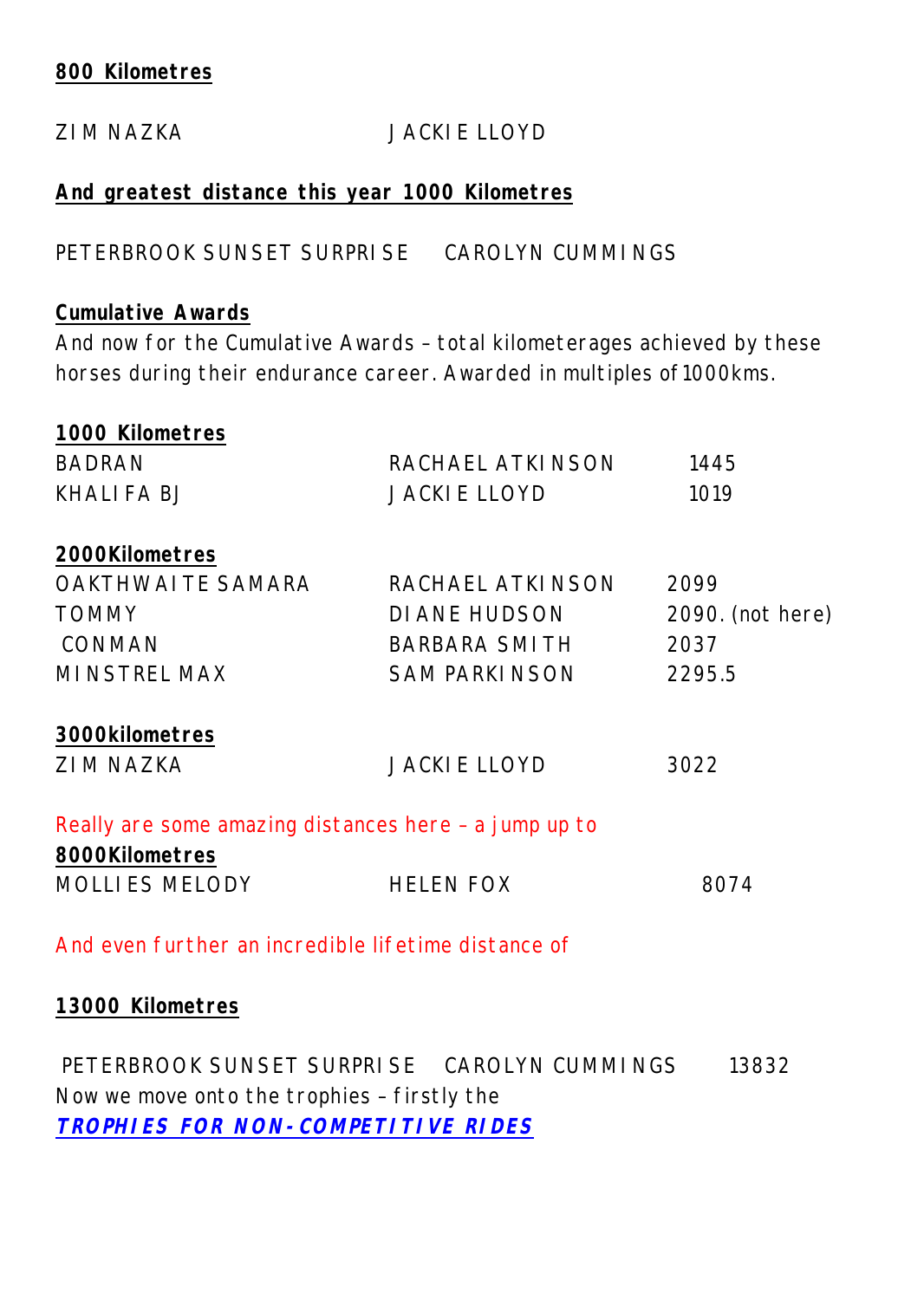**800 Kilometres**

ZIM NAZKA JACKIE LLOYD

**And greatest distance this year 1000 Kilometres**

PETERBROOK SUNSET SURPRISE CAROLYN CUMMINGS

**Cumulative Awards**

And now for the Cumulative Awards – total kilometerages achieved by these horses during their endurance career. Awarded in multiples of 1000kms.

**1000 Kilometres**

| | | |
|---|---|---|
| BADRAN | RACHAEL ATKINSON | 1445 |
| KHALIFA BJ | JACKIE LLOYD | 1019 |

**2000Kilometres**

| | | |
|---|---|---|
| OAKTHWAITE SAMARA | RACHAEL ATKINSON | 2099 |
| TOMMY | DIANE HUDSON | 2090. (not here) |
| CONMAN | BARBARA SMITH | 2037 |
| MINSTREL MAX | SAM PARKINSON | 2295.5 |

**3000kilometres**

| | | |
|---|---|---|
| ZIM NAZKA | JACKIE LLOYD | 3022 |

Really are some amazing distances here – a jump up to

**8000Kilometres**

| | | |
|---|---|---|
| MOLLIES MELODY | HELEN FOX | 8074 |

And even further an incredible lifetime distance of

**13000 Kilometres**

| | | |
|---|---|---|
| PETERBROOK SUNSET SURPRISE | CAROLYN CUMMINGS | 13832 |

Now we move onto the trophies – firstly the

***TROPHIES FOR NON-COMPETITIVE RIDES***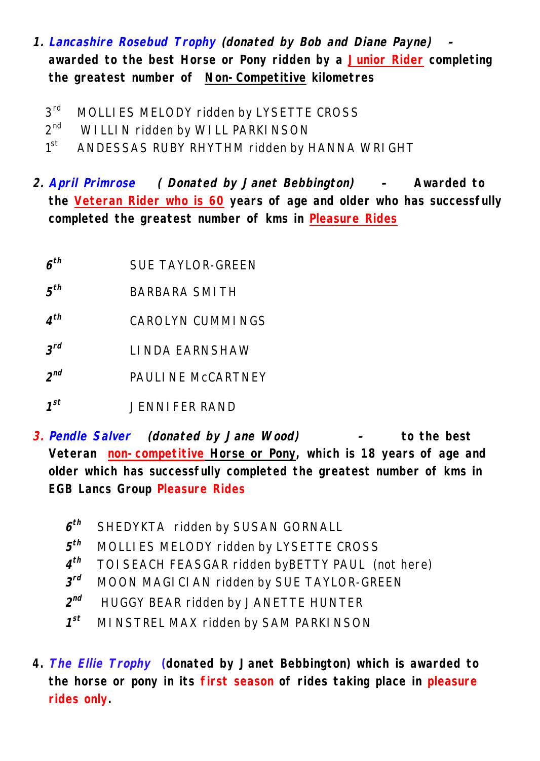1. ***Lancashire Rosebud Trophy*** ***(donated by Bob and Diane Payne)*** **- awarded to the best Horse or Pony ridden by a Junior Rider completing the greatest number of Non-Competitive kilometres**

   3rd MOLLIES MELODY ridden by LYSETTE CROSS
   2nd WILLIN ridden by WILL PARKINSON
   1st ANDESSAS RUBY RHYTHM ridden by HANNA WRIGHT

2. ***April Primrose*** ***(Donated by Janet Bebbington)*** **- Awarded to the Veteran Rider who is 60 years of age and older who has successfully completed the greatest number of kms in Pleasure Rides**

   *6th* SUE TAYLOR-GREEN

   *5th* BARBARA SMITH

   *4th* CAROLYN CUMMINGS

   *3rd* LINDA EARNSHAW

   *2nd* PAULINE McCARTNEY

   *1st* JENNIFER RAND

3. ***Pendle Salver*** ***(donated by Jane Wood)*** **- to the best Veteran non-competitive Horse or Pony, which is 18 years of age and older which has successfully completed the greatest number of kms in EGB Lancs Group Pleasure Rides**

   *6th* SHEDYKTA ridden by SUSAN GORNALL
   *5th* MOLLIES MELODY ridden by LYSETTE CROSS
   *4th* TOISEACH FEASGAR ridden byBETTY PAUL (not here)
   *3rd* MOON MAGICIAN ridden by SUE TAYLOR-GREEN
   *2nd* HUGGY BEAR ridden by JANETTE HUNTER
   *1st* MINSTREL MAX ridden by SAM PARKINSON

4. ***The Ellie Trophy*** **(donated by Janet Bebbington) which is awarded to the horse or pony in its first season of rides taking place in pleasure rides only.**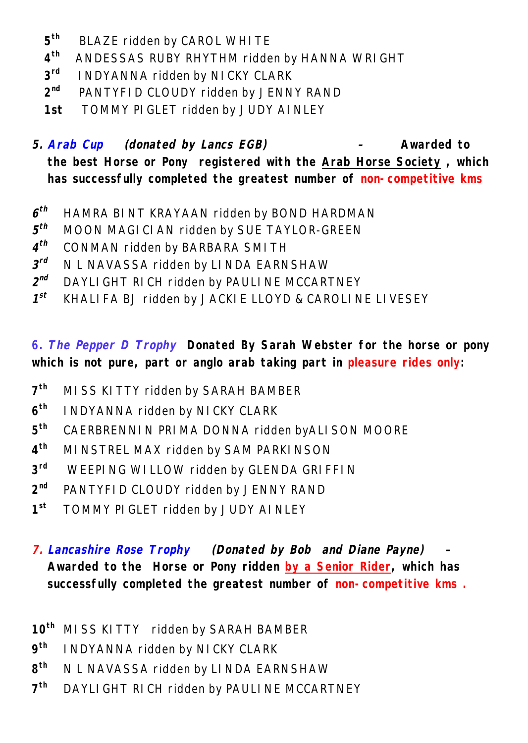5th BLAZE ridden by CAROL WHITE
4th ANDESSAS RUBY RHYTHM ridden by HANNA WRIGHT
3rd INDYANNA ridden by NICKY CLARK
2nd PANTYFID CLOUDY ridden by JENNY RAND
1st TOMMY PIGLET ridden by JUDY AINLEY

**5. *Arab Cup* *(donated by Lancs EGB)* - Awarded to the best Horse or Pony registered with the Arab Horse Society, which has successfully completed the greatest number of non-competitive kms**

*6th* HAMRA BINT KRAYAAN ridden by BOND HARDMAN
*5th* MOON MAGICIAN ridden by SUE TAYLOR-GREEN
*4th* CONMAN ridden by BARBARA SMITH
*3rd* N L NAVASSA ridden by LINDA EARNSHAW
*2nd* DAYLIGHT RICH ridden by PAULINE MCCARTNEY
*1st* KHALIFA BJ ridden by JACKIE LLOYD & CAROLINE LIVESEY

**6. *The Pepper D Trophy* Donated By Sarah Webster for the horse or pony which is not pure, part or anglo arab taking part in pleasure rides only:**

7th MISS KITTY ridden by SARAH BAMBER
6th INDYANNA ridden by NICKY CLARK
5th CAERBRENNIN PRIMA DONNA ridden byALISON MOORE
4th MINSTREL MAX ridden by SAM PARKINSON
3rd WEEPING WILLOW ridden by GLENDA GRIFFIN
2nd PANTYFID CLOUDY ridden by JENNY RAND
1st TOMMY PIGLET ridden by JUDY AINLEY

**7. *Lancashire Rose Trophy* *(Donated by Bob and Diane Payne)* - Awarded to the Horse or Pony ridden by a Senior Rider, which has successfully completed the greatest number of non-competitive kms .**

10th MISS KITTY ridden by SARAH BAMBER
9th INDYANNA ridden by NICKY CLARK
8th N L NAVASSA ridden by LINDA EARNSHAW
7th DAYLIGHT RICH ridden by PAULINE MCCARTNEY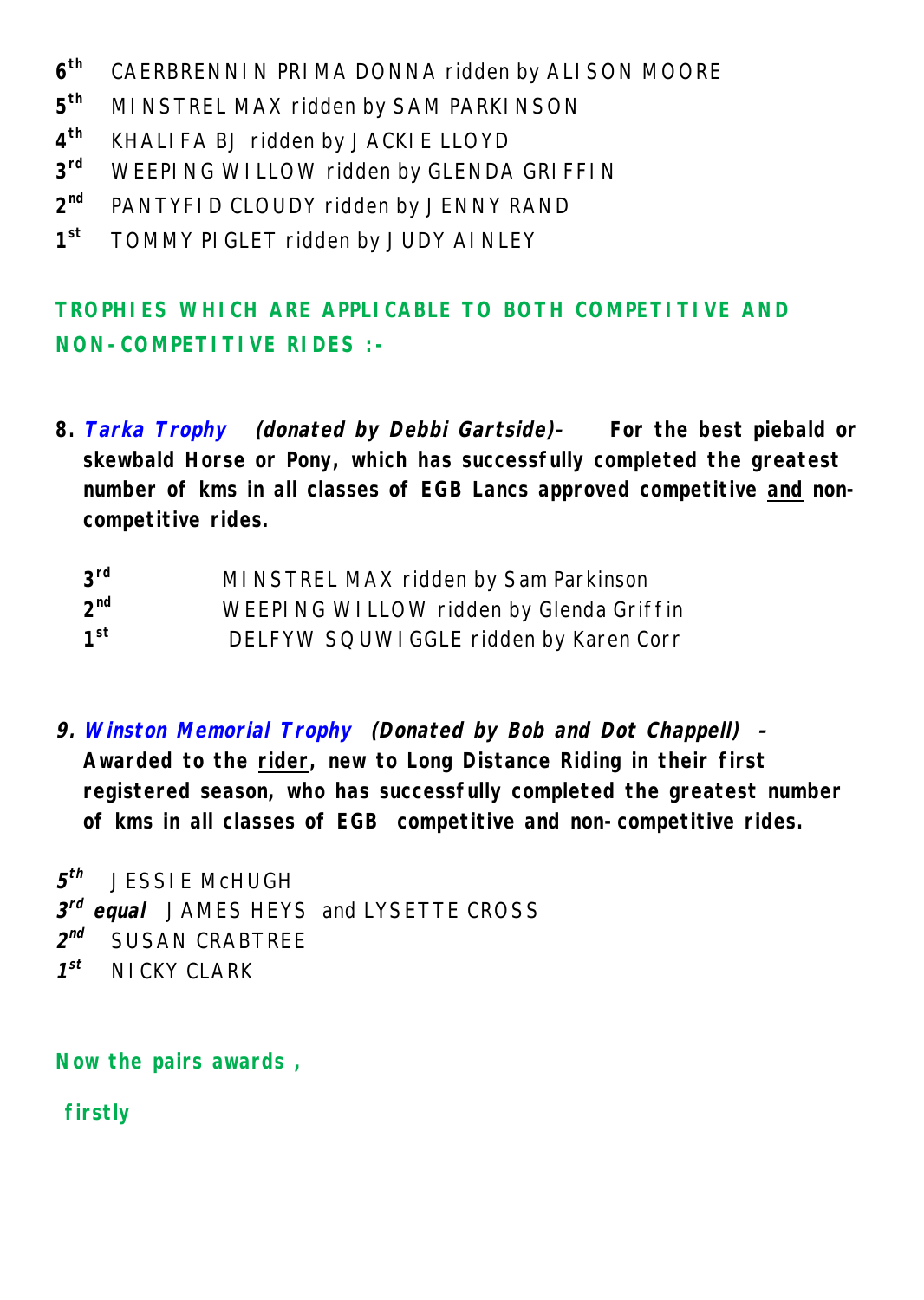6th CAERBRENNIN PRIMA DONNA ridden by ALISON MOORE
5th MINSTREL MAX ridden by SAM PARKINSON
4th KHALIFA BJ ridden by JACKIE LLOYD
3rd WEEPING WILLOW ridden by GLENDA GRIFFIN
2nd PANTYFID CLOUDY ridden by JENNY RAND
1st TOMMY PIGLET ridden by JUDY AINLEY

**TROPHIES WHICH ARE APPLICABLE TO BOTH COMPETITIVE AND NON-COMPETITIVE RIDES :-**

**8. *Tarka Trophy* *(donated by Debbi Gartside)-* For the best piebald or skewbald Horse or Pony, which has successfully completed the greatest number of kms in all classes of EGB Lancs approved competitive and non-competitive rides.**

3rd MINSTREL MAX ridden by Sam Parkinson
2nd WEEPING WILLOW ridden by Glenda Griffin
1st DELFYW SQUWIGGLE ridden by Karen Corr

***9. Winston Memorial Trophy (Donated by Bob and Dot Chappell) –*** **Awarded to the rider, new to Long Distance Riding in their first registered season, who has successfully completed the greatest number of kms in all classes of EGB competitive and non-competitive rides.**

*5th* JESSIE McHUGH
*3rd* ***equal*** JAMES HEYS and LYSETTE CROSS
*2nd* SUSAN CRABTREE
*1st* NICKY CLARK

**Now the pairs awards ,**

**firstly**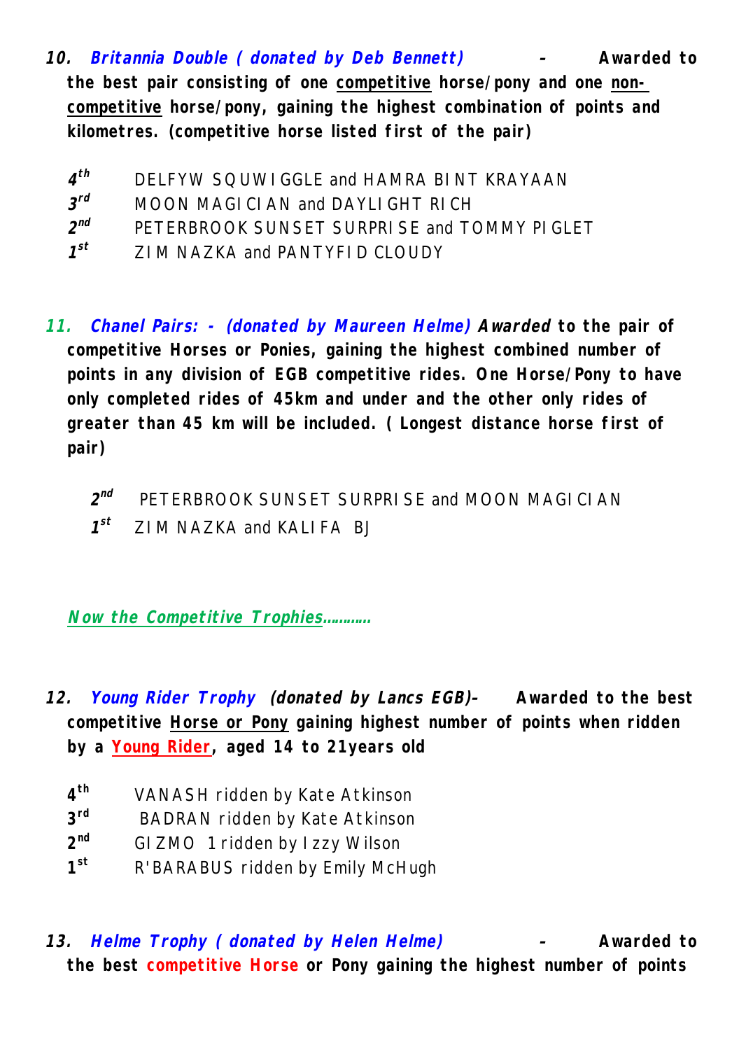**10. *Britannia Double ( donated by Deb Bennett)* - Awarded to the best pair consisting of one competitive horse/pony and one non-competitive horse/pony, gaining the highest combination of points and kilometres. (competitive horse listed first of the pair)**

- ***4th*** DELFYW SQUWIGGLE and HAMRA BINT KRAYAAN
- ***3rd*** MOON MAGICIAN and DAYLIGHT RICH
- ***2nd*** PETERBROOK SUNSET SURPRISE and TOMMY PIGLET
- ***1st*** ZIM NAZKA and PANTYFID CLOUDY

**11. *Chanel Pairs: - (donated by Maureen Helme)* *Awarded* to the pair of competitive Horses or Ponies, gaining the highest combined number of points in any division of EGB competitive rides. One Horse/Pony to have only completed rides of 45km and under and the other only rides of greater than 45 km will be included. ( Longest distance horse first of pair)**

- ***2nd*** PETERBROOK SUNSET SURPRISE and MOON MAGICIAN
- ***1st*** ZIM NAZKA and KALIFA BJ

***Now the Competitive Trophies…………***

**12. *Young Rider Trophy* *(donated by Lancs EGB)*- Awarded to the best competitive Horse or Pony gaining highest number of points when ridden by a Young Rider, aged 14 to 21years old**

- **4th** VANASH ridden by Kate Atkinson
- **3rd** BADRAN ridden by Kate Atkinson
- **2nd** GIZMO 1 ridden by Izzy Wilson
- **1st** R'BARABUS ridden by Emily McHugh

**13. *Helme Trophy ( donated by Helen Helme)* - Awarded to the best competitive Horse or Pony gaining the highest number of points**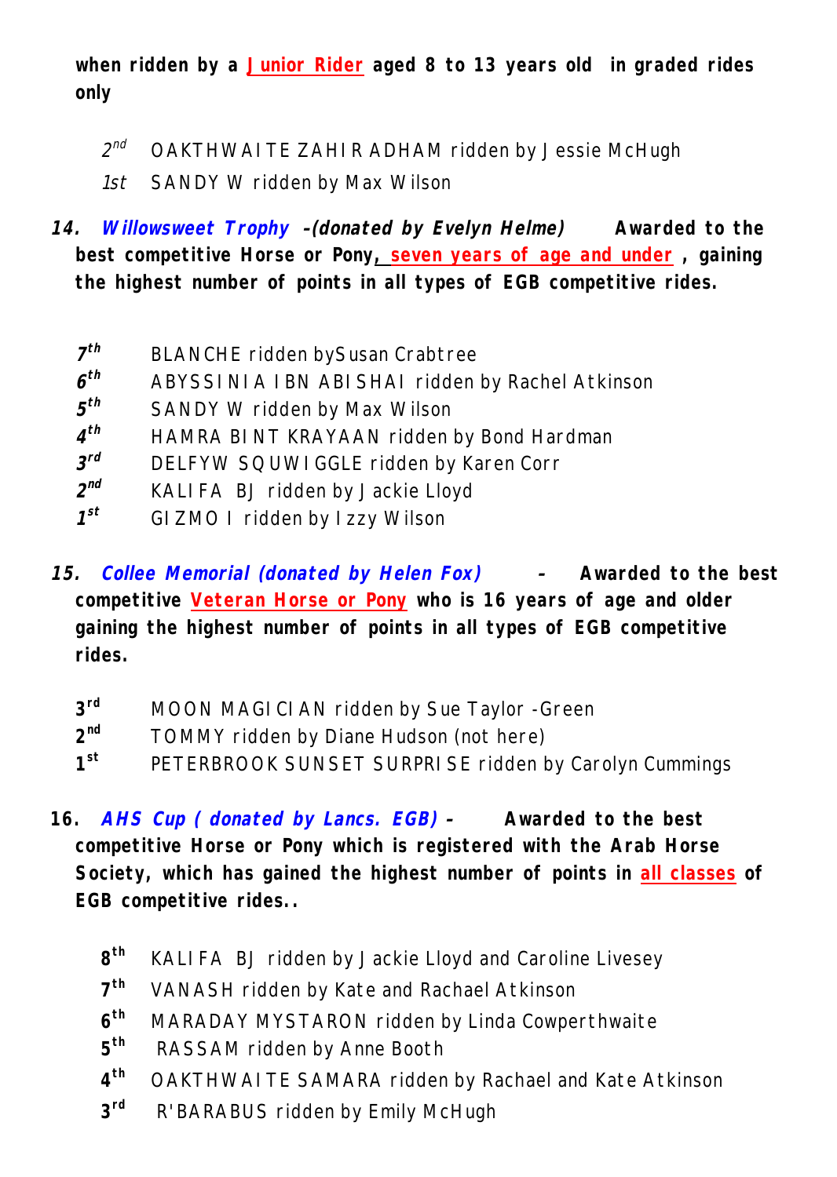**when ridden by a Junior Rider aged 8 to 13 years old in graded rides only**

- *2nd* OAKTHWAITE ZAHIR ADHAM ridden by Jessie McHugh
- *1st* SANDY W ridden by Max Wilson

**14. *Willowsweet Trophy -(donated by Evelyn Helme)* Awarded to the best competitive Horse or Pony, seven years of age and under , gaining the highest number of points in all types of EGB competitive rides.**

- ***7th*** BLANCHE ridden bySusan Crabtree
- ***6th*** ABYSSINIA IBN ABISHAI ridden by Rachel Atkinson
- ***5th*** SANDY W ridden by Max Wilson
- ***4th*** HAMRA BINT KRAYAAN ridden by Bond Hardman
- ***3rd*** DELFYW SQUWIGGLE ridden by Karen Corr
- ***2nd*** KALIFA BJ ridden by Jackie Lloyd
- ***1st*** GIZMO I ridden by Izzy Wilson

**15. *Collee Memorial (donated by Helen Fox)* - Awarded to the best competitive Veteran Horse or Pony who is 16 years of age and older gaining the highest number of points in all types of EGB competitive rides.**

- **3rd** MOON MAGICIAN ridden by Sue Taylor -Green
- **2nd** TOMMY ridden by Diane Hudson (not here)
- **1st** PETERBROOK SUNSET SURPRISE ridden by Carolyn Cummings

**16. *AHS Cup ( donated by Lancs. EGB)* - Awarded to the best competitive Horse or Pony which is registered with the Arab Horse Society, which has gained the highest number of points in all classes of EGB competitive rides..**

- **8th** KALIFA BJ ridden by Jackie Lloyd and Caroline Livesey
- **7th** VANASH ridden by Kate and Rachael Atkinson
- **6th** MARADAY MYSTARON ridden by Linda Cowperthwaite
- **5th** RASSAM ridden by Anne Booth
- **4th** OAKTHWAITE SAMARA ridden by Rachael and Kate Atkinson
- **3rd** R'BARABUS ridden by Emily McHugh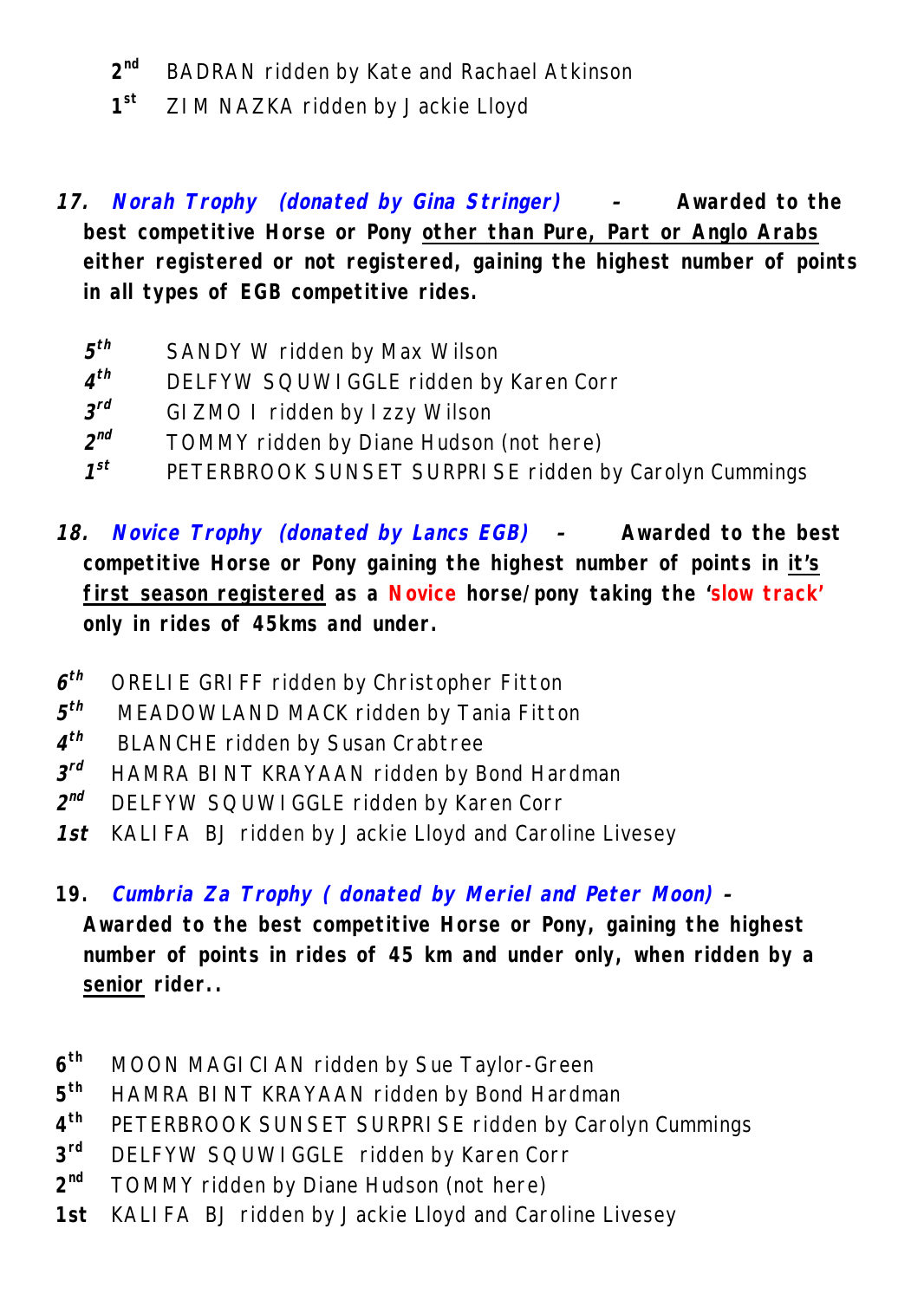2nd BADRAN ridden by Kate and Rachael Atkinson

1st ZIM NAZKA ridden by Jackie Lloyd

**17.** ***Norah Trophy (donated by Gina Stringer)*** **- Awarded to the best competitive Horse or Pony other than Pure, Part or Anglo Arabs either registered or not registered, gaining the highest number of points in all types of EGB competitive rides.**

*5th* SANDY W ridden by Max Wilson

*4th* DELFYW SQUWIGGLE ridden by Karen Corr

*3rd* GIZMO I ridden by Izzy Wilson

*2nd* TOMMY ridden by Diane Hudson (not here)

*1st* PETERBROOK SUNSET SURPRISE ridden by Carolyn Cummings

**18.** ***Novice Trophy (donated by Lancs EGB)*** **- Awarded to the best competitive Horse or Pony gaining the highest number of points in it's first season registered as a Novice horse/pony taking the 'slow track' only in rides of 45kms and under.**

*6th* ORELIE GRIFF ridden by Christopher Fitton

*5th* MEADOWLAND MACK ridden by Tania Fitton

*4th* BLANCHE ridden by Susan Crabtree

*3rd* HAMRA BINT KRAYAAN ridden by Bond Hardman

*2nd* DELFYW SQUWIGGLE ridden by Karen Corr

***1st*** KALIFA BJ ridden by Jackie Lloyd and Caroline Livesey

**19.** ***Cumbria Za Trophy ( donated by Meriel and Peter Moon)*** **- Awarded to the best competitive Horse or Pony, gaining the highest number of points in rides of 45 km and under only, when ridden by a senior rider..**

**6th** MOON MAGICIAN ridden by Sue Taylor-Green

**5th** HAMRA BINT KRAYAAN ridden by Bond Hardman

**4th** PETERBROOK SUNSET SURPRISE ridden by Carolyn Cummings

**3rd** DELFYW SQUWIGGLE ridden by Karen Corr

**2nd** TOMMY ridden by Diane Hudson (not here)

**1st** KALIFA BJ ridden by Jackie Lloyd and Caroline Livesey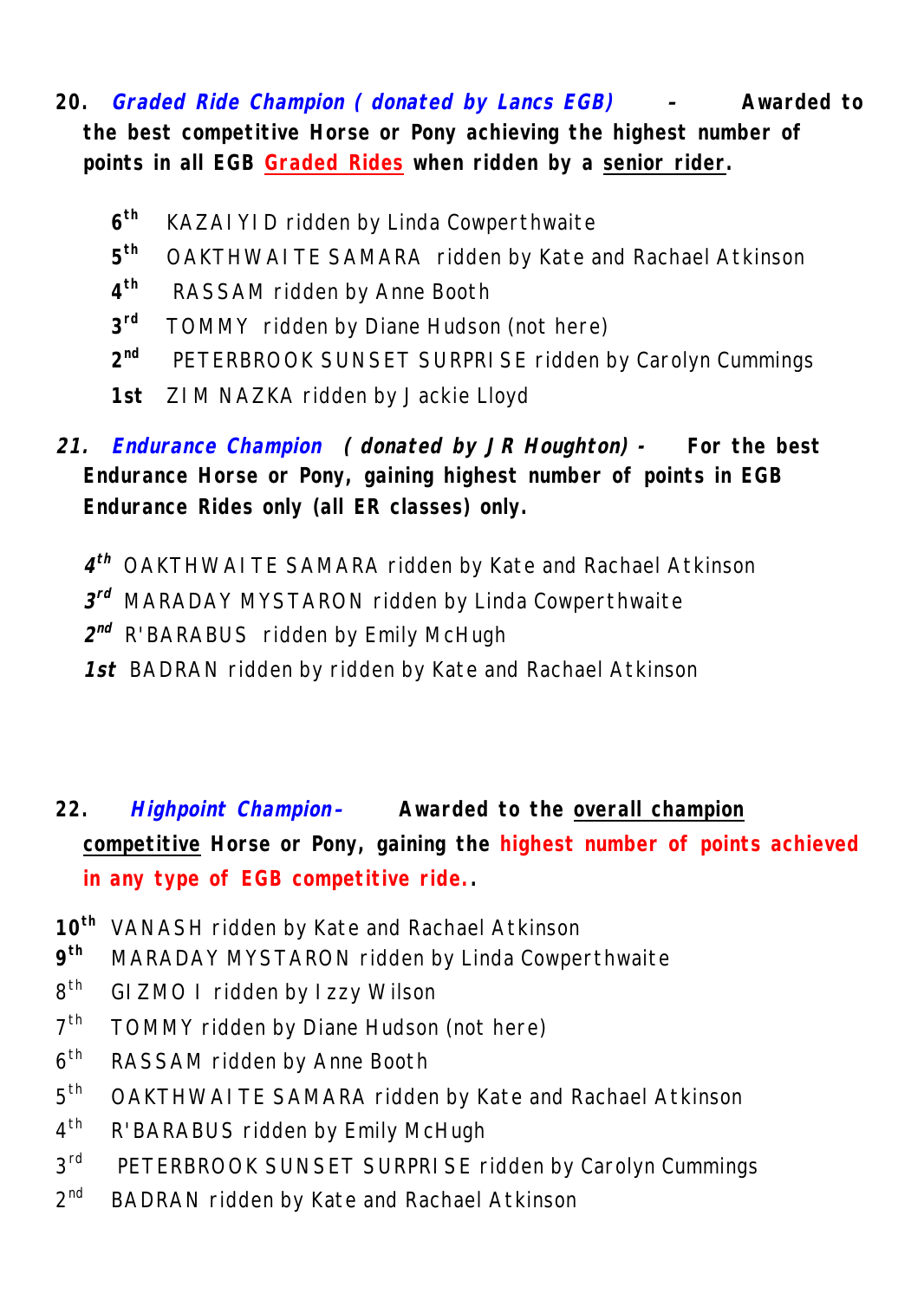**20.** ***Graded Ride Champion ( donated by Lancs EGB)*** **- Awarded to the best competitive Horse or Pony achieving the highest number of points in all EGB Graded Rides when ridden by a senior rider.**

- **6th** KAZAIYID ridden by Linda Cowperthwaite
- **5th** OAKTHWAITE SAMARA ridden by Kate and Rachael Atkinson
- **4th** RASSAM ridden by Anne Booth
- **3rd** TOMMY ridden by Diane Hudson (not here)
- **2nd** PETERBROOK SUNSET SURPRISE ridden by Carolyn Cummings
- **1st** ZIM NAZKA ridden by Jackie Lloyd

***21.*** ***Endurance Champion ( donated by J R Houghton) -*** **For the best Endurance Horse or Pony, gaining highest number of points in EGB Endurance Rides only (all ER classes) only.**

- ***4th*** OAKTHWAITE SAMARA ridden by Kate and Rachael Atkinson
- ***3rd*** MARADAY MYSTARON ridden by Linda Cowperthwaite
- ***2nd*** R'BARABUS ridden by Emily McHugh
- ***1st*** BADRAN ridden by ridden by Kate and Rachael Atkinson

**22.** ***Highpoint Champion-*** **Awarded to the overall champion competitive Horse or Pony, gaining the highest number of points achieved in any type of EGB competitive ride..**

- **10th** VANASH ridden by Kate and Rachael Atkinson
- **9th** MARADAY MYSTARON ridden by Linda Cowperthwaite
- 8th GIZMO I ridden by Izzy Wilson
- 7th TOMMY ridden by Diane Hudson (not here)
- 6th RASSAM ridden by Anne Booth
- 5th OAKTHWAITE SAMARA ridden by Kate and Rachael Atkinson
- 4th R'BARABUS ridden by Emily McHugh
- 3rd PETERBROOK SUNSET SURPRISE ridden by Carolyn Cummings
- 2nd BADRAN ridden by Kate and Rachael Atkinson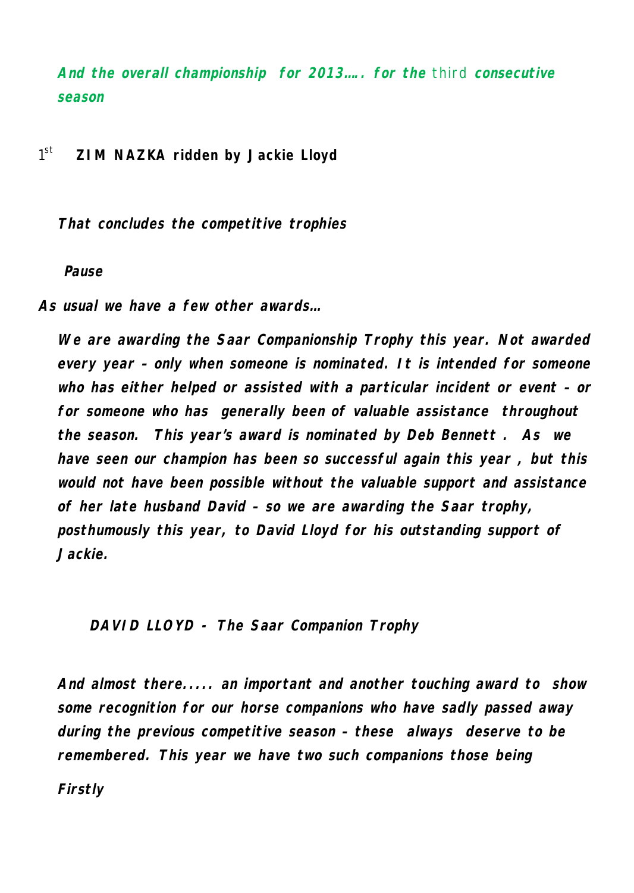***And the overall championship for 2013…. for the*** third ***consecutive season***

1st **ZIM NAZKA ridden by Jackie Lloyd**

***That concludes the competitive trophies***

***Pause***

***As usual we have a few other awards…***

***We are awarding the Saar Companionship Trophy this year. Not awarded every year – only when someone is nominated. It is intended for someone who has either helped or assisted with a particular incident or event – or for someone who has generally been of valuable assistance throughout the season. This year's award is nominated by Deb Bennett . As we have seen our champion has been so successful again this year , but this would not have been possible without the valuable support and assistance of her late husband David – so we are awarding the Saar trophy, posthumously this year, to David Lloyd for his outstanding support of Jackie.***

***DAVID LLOYD - The Saar Companion Trophy***

***And almost there..... an important and another touching award to show some recognition for our horse companions who have sadly passed away during the previous competitive season – these always deserve to be remembered. This year we have two such companions those being***

***Firstly***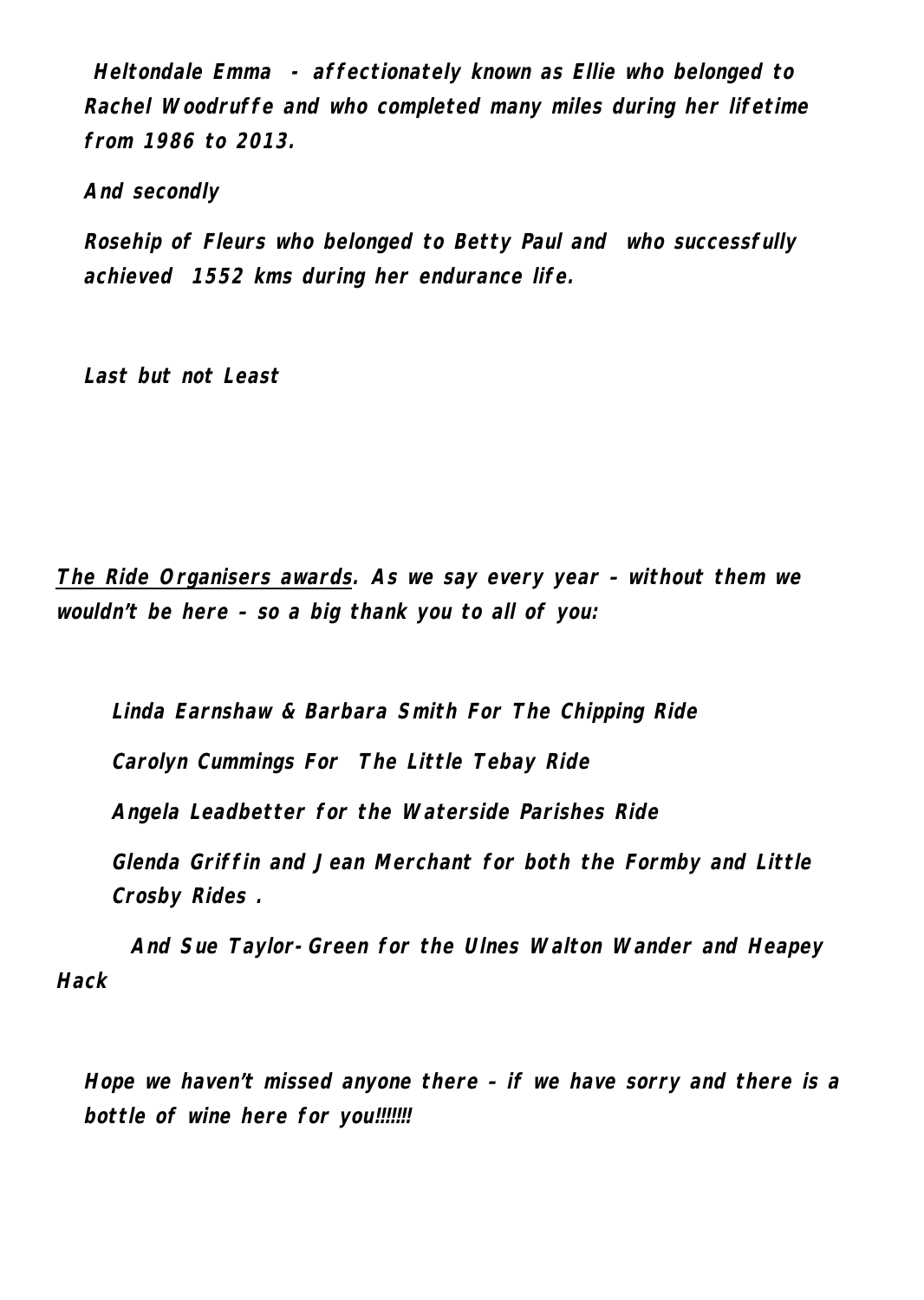***Heltondale Emma - affectionately known as Ellie who belonged to Rachel Woodruffe and who completed many miles during her lifetime from 1986 to 2013.***

***And secondly***

***Rosehip of Fleurs who belonged to Betty Paul and who successfully achieved 1552 kms during her endurance life.***

***Last but not Least***

***<u>The Ride Organisers awards</u>. As we say every year – without them we wouldn't be here – so a big thank you to all of you:***

***Linda Earnshaw & Barbara Smith For The Chipping Ride***

***Carolyn Cummings For The Little Tebay Ride***

***Angela Leadbetter for the Waterside Parishes Ride***

***Glenda Griffin and Jean Merchant for both the Formby and Little Crosby Rides .***

***And Sue Taylor-Green for the Ulnes Walton Wander and Heapey Hack***

***Hope we haven't missed anyone there – if we have sorry and there is a bottle of wine here for you!!!!!!!***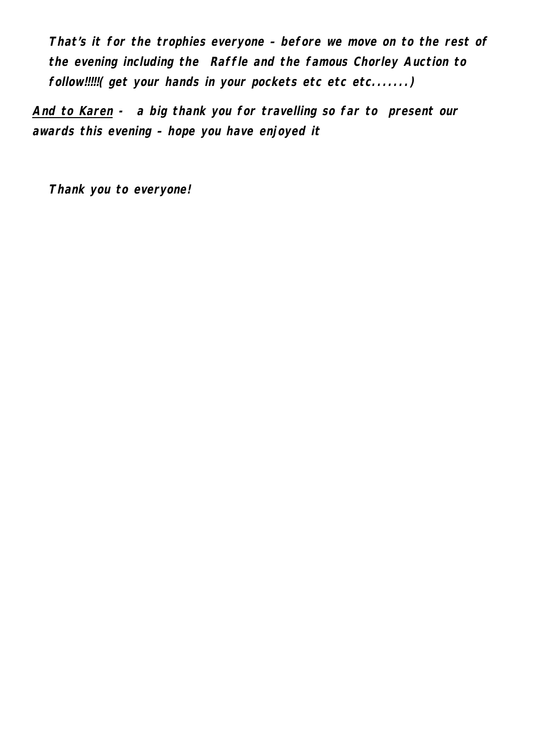***That's it for the trophies everyone – before we move on to the rest of the evening including the Raffle and the famous Chorley Auction to follow!!!!!( get your hands in your pockets etc etc etc.......)***

***<u>And to Karen</u> - a big thank you for travelling so far to present our awards this evening – hope you have enjoyed it***

***Thank you to everyone!***